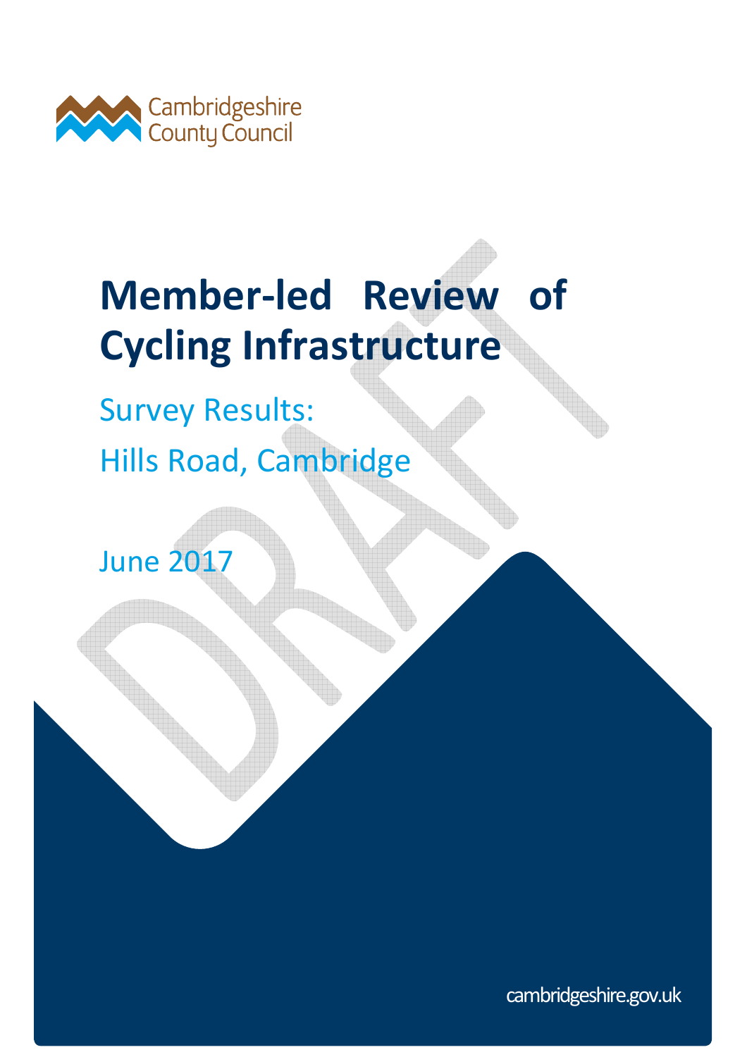Cambridgeshire County Council

# Member-led Review of Cycling Infrastructure

## Survey Results:

## Hills Road, Cambridge

June 2017

DRAFT

cambridgeshire.gov.uk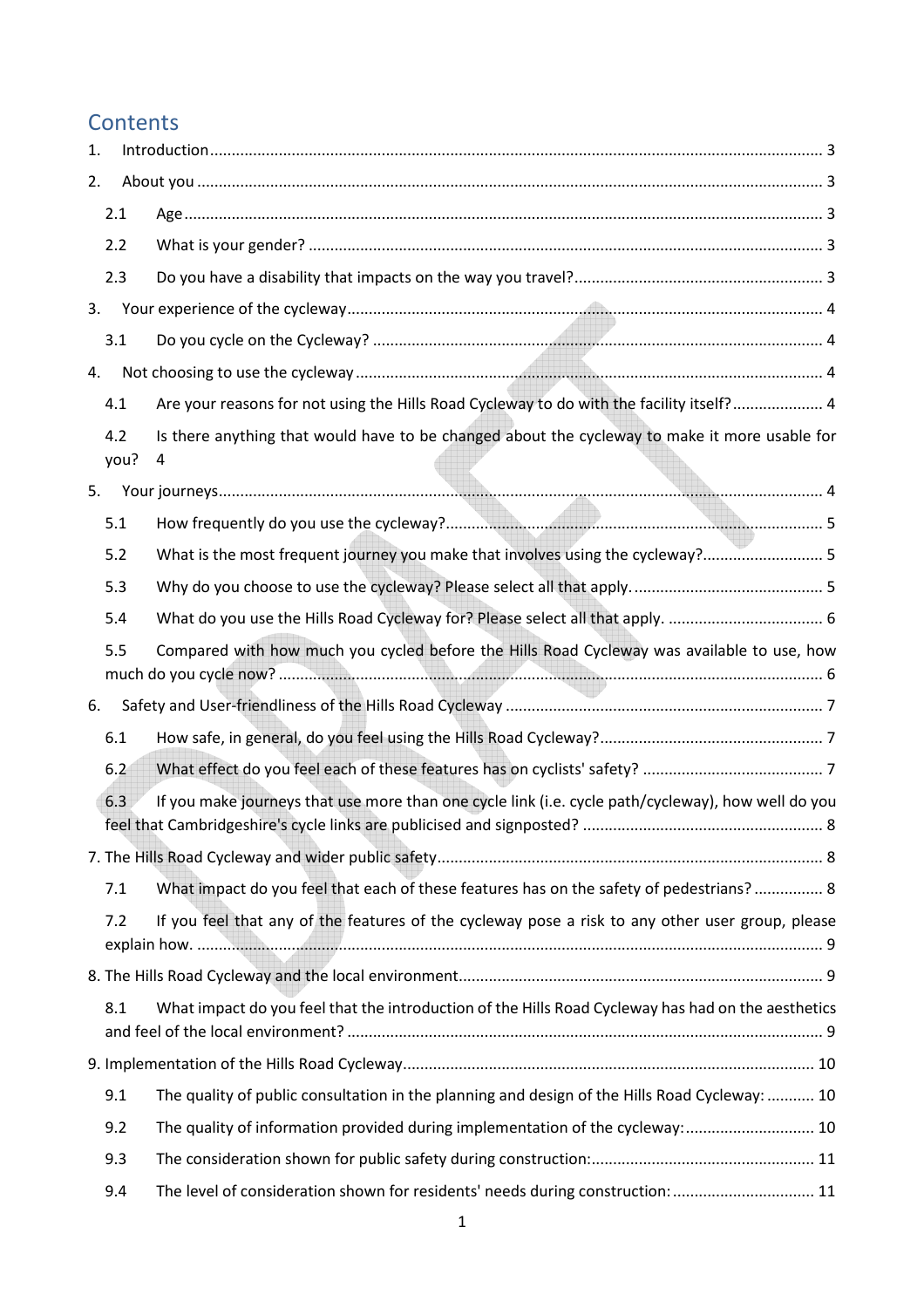# Contents

1. Introduction ........................................................................................................................................ 3
2. About you ........................................................................................................................................... 3
   - 2.1 Age ............................................................................................................................................ 3
   - 2.2 What is your gender? ................................................................................................................ 3
   - 2.3 Do you have a disability that impacts on the way you travel? .................................................. 3
3. Your experience of the cycleway ........................................................................................................ 4
   - 3.1 Do you cycle on the Cycleway? ................................................................................................. 4
4. Not choosing to use the cycleway ...................................................................................................... 4
   - 4.1 Are your reasons for not using the Hills Road Cycleway to do with the facility itself? ............... 4
   - 4.2 Is there anything that would have to be changed about the cycleway to make it more usable for you? 4
5. Your journeys ...................................................................................................................................... 4
   - 5.1 How frequently do you use the cycleway? ................................................................................ 5
   - 5.2 What is the most frequent journey you make that involves using the cycleway? ...................... 5
   - 5.3 Why do you choose to use the cycleway? Please select all that apply. ..................................... 5
   - 5.4 What do you use the Hills Road Cycleway for? Please select all that apply. .............................. 6
   - 5.5 Compared with how much you cycled before the Hills Road Cycleway was available to use, how much do you cycle now? ........................................................................................................................ 6
6. Safety and User-friendliness of the Hills Road Cycleway .................................................................... 7
   - 6.1 How safe, in general, do you feel using the Hills Road Cycleway? ............................................. 7
   - 6.2 What effect do you feel each of these features has on cyclists' safety? .................................... 7
   - 6.3 If you make journeys that use more than one cycle link (i.e. cycle path/cycleway), how well do you feel that Cambridgeshire's cycle links are publicised and signposted? ................................................. 8
7. The Hills Road Cycleway and wider public safety .................................................................................. 8
   - 7.1 What impact do you feel that each of these features has on the safety of pedestrians? ............ 8
   - 7.2 If you feel that any of the features of the cycleway pose a risk to any other user group, please explain how. ........................................................................................................................................ 9
8. The Hills Road Cycleway and the local environment ............................................................................ 9
   - 8.1 What impact do you feel that the introduction of the Hills Road Cycleway has had on the aesthetics and feel of the local environment? ........................................................................................ 9
9. Implementation of the Hills Road Cycleway ........................................................................................ 10
   - 9.1 The quality of public consultation in the planning and design of the Hills Road Cycleway: ........... 10
   - 9.2 The quality of information provided during implementation of the cycleway: ............................. 10
   - 9.3 The consideration shown for public safety during construction: .................................................. 11
   - 9.4 The level of consideration shown for residents' needs during construction: ................................ 11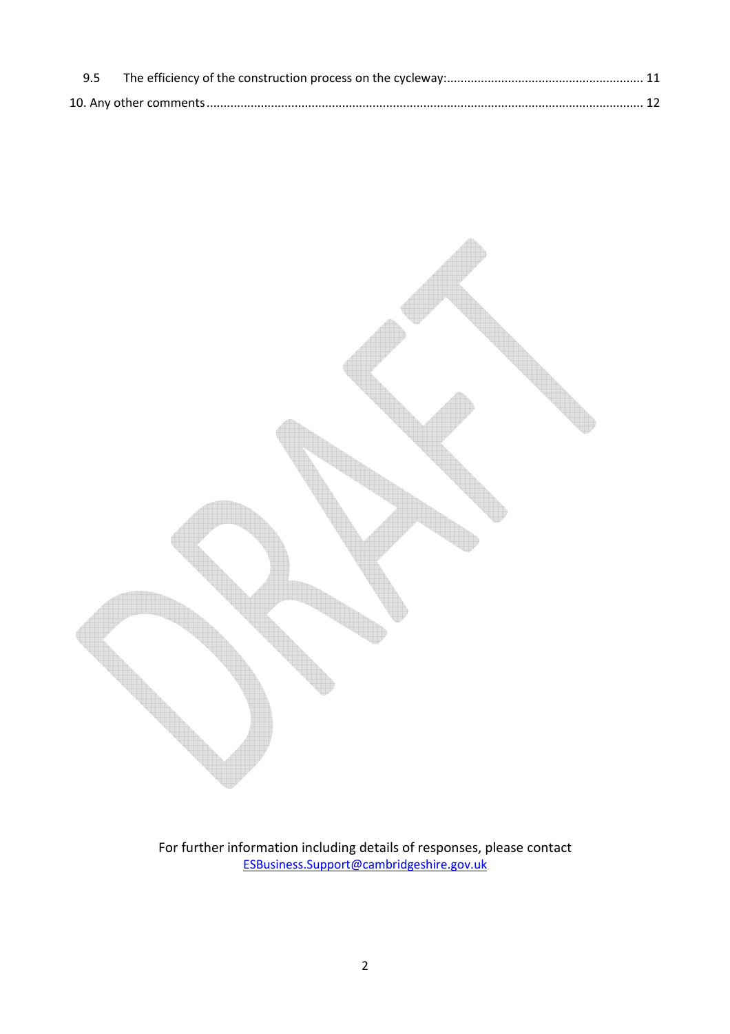9.5 The efficiency of the construction process on the cycleway: ........................................................ 11

10. Any other comments ................................................................................................................ 12

For further information including details of responses, please contact
ESBusiness.Support@cambridgeshire.gov.uk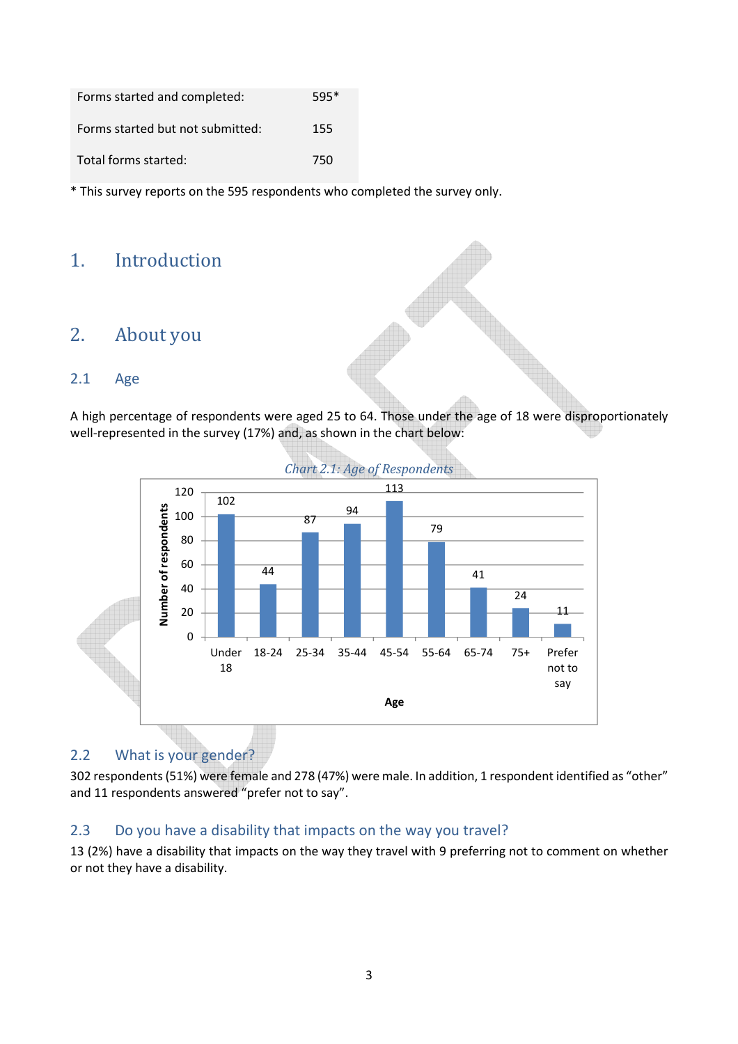| | |
|---|---|
| Forms started and completed: | 595* |
| Forms started but not submitted: | 155 |
| Total forms started: | 750 |

* This survey reports on the 595 respondents who completed the survey only.

# 1. Introduction

# 2. About you

## 2.1 Age

A high percentage of respondents were aged 25 to 64. Those under the age of 18 were disproportionately well-represented in the survey (17%) and, as shown in the chart below:

*Chart 2.1: Age of Respondents*

| Age | Number of respondents |
|---|---|
| Under 18 | 102 |
| 18-24 | 44 |
| 25-34 | 87 |
| 35-44 | 94 |
| 45-54 | 113 |
| 55-64 | 79 |
| 65-74 | 41 |
| 75+ | 24 |
| Prefer not to say | 11 |

## 2.2 What is your gender?

302 respondents (51%) were female and 278 (47%) were male. In addition, 1 respondent identified as "other" and 11 respondents answered "prefer not to say".

## 2.3 Do you have a disability that impacts on the way you travel?

13 (2%) have a disability that impacts on the way they travel with 9 preferring not to comment on whether or not they have a disability.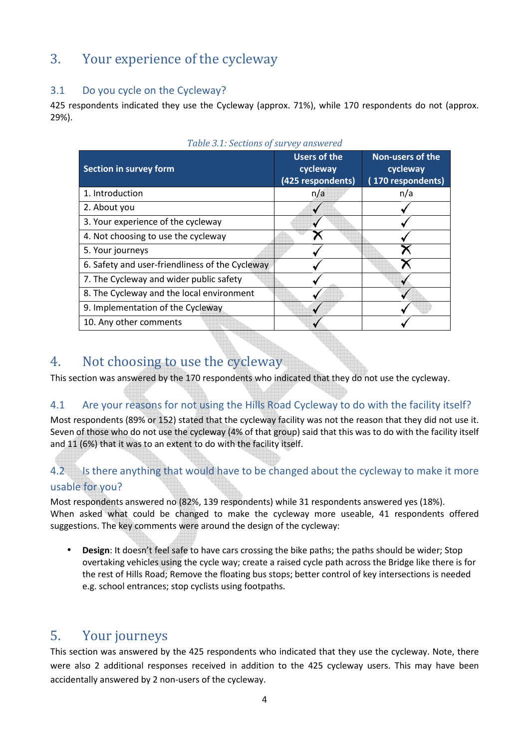# 3. Your experience of the cycleway

## 3.1 Do you cycle on the Cycleway?

425 respondents indicated they use the Cycleway (approx. 71%), while 170 respondents do not (approx. 29%).

*Table 3.1: Sections of survey answered*

| Section in survey form | Users of the cycleway (425 respondents) | Non-users of the cycleway ( 170 respondents) |
|---|---|---|
| 1. Introduction | n/a | n/a |
| 2. About you | ✓ | ✓ |
| 3. Your experience of the cycleway | ✓ | ✓ |
| 4. Not choosing to use the cycleway | ✗ | ✓ |
| 5. Your journeys | ✓ | ✗ |
| 6. Safety and user-friendliness of the Cycleway | ✓ | ✗ |
| 7. The Cycleway and wider public safety | ✓ | ✓ |
| 8. The Cycleway and the local environment | ✓ | ✓ |
| 9. Implementation of the Cycleway | ✓ | ✓ |
| 10. Any other comments | ✓ | ✓ |

# 4. Not choosing to use the cycleway

This section was answered by the 170 respondents who indicated that they do not use the cycleway.

## 4.1 Are your reasons for not using the Hills Road Cycleway to do with the facility itself?

Most respondents (89% or 152) stated that the cycleway facility was not the reason that they did not use it. Seven of those who do not use the cycleway (4% of that group) said that this was to do with the facility itself and 11 (6%) that it was to an extent to do with the facility itself.

## 4.2 Is there anything that would have to be changed about the cycleway to make it more usable for you?

Most respondents answered no (82%, 139 respondents) while 31 respondents answered yes (18%). When asked what could be changed to make the cycleway more useable, 41 respondents offered suggestions. The key comments were around the design of the cycleway:

- **Design**: It doesn't feel safe to have cars crossing the bike paths; the paths should be wider; Stop overtaking vehicles using the cycle way; create a raised cycle path across the Bridge like there is for the rest of Hills Road; Remove the floating bus stops; better control of key intersections is needed e.g. school entrances; stop cyclists using footpaths.

# 5. Your journeys

This section was answered by the 425 respondents who indicated that they use the cycleway. Note, there were also 2 additional responses received in addition to the 425 cycleway users. This may have been accidentally answered by 2 non-users of the cycleway.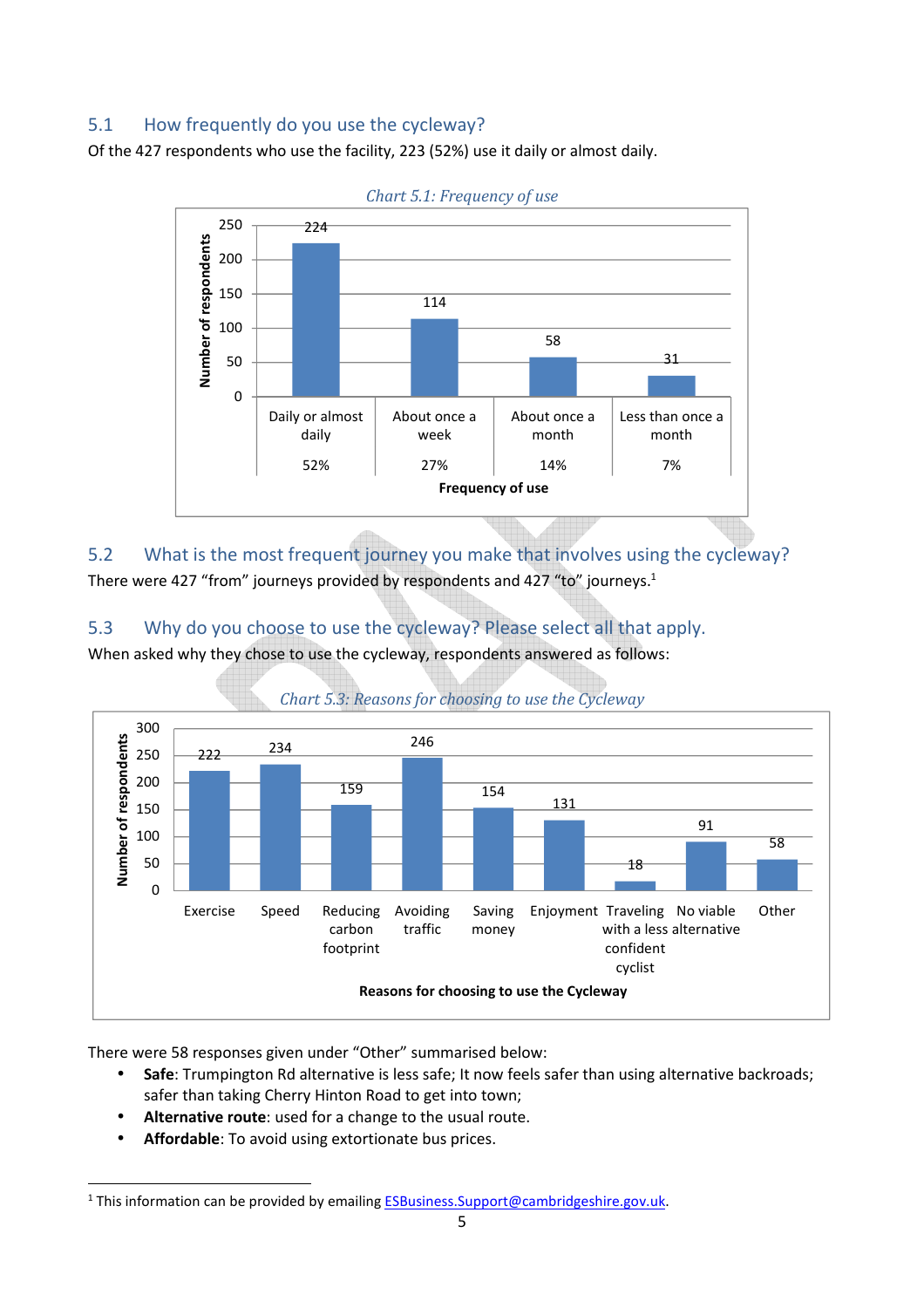## 5.1 How frequently do you use the cycleway?

Of the 427 respondents who use the facility, 223 (52%) use it daily or almost daily.

*Chart 5.1: Frequency of use*

| Frequency of use | Number of respondents | Percentage |
|---|---|---|
| Daily or almost daily | 224 | 52% |
| About once a week | 114 | 27% |
| About once a month | 58 | 14% |
| Less than once a month | 31 | 7% |

## 5.2 What is the most frequent journey you make that involves using the cycleway?

There were 427 "from" journeys provided by respondents and 427 "to" journeys.[1]

## 5.3 Why do you choose to use the cycleway? Please select all that apply.

When asked why they chose to use the cycleway, respondents answered as follows:

*Chart 5.3: Reasons for choosing to use the Cycleway*

| Reasons for choosing to use the Cycleway | Number of respondents |
|---|---|
| Exercise | 222 |
| Speed | 234 |
| Reducing carbon footprint | 159 |
| Avoiding traffic | 246 |
| Saving money | 154 |
| Enjoyment | 131 |
| Traveling with a less confident cyclist | 18 |
| No viable alternative | 91 |
| Other | 58 |

There were 58 responses given under "Other" summarised below:

- **Safe**: Trumpington Rd alternative is less safe; It now feels safer than using alternative backroads; safer than taking Cherry Hinton Road to get into town;
- **Alternative route**: used for a change to the usual route.
- **Affordable**: To avoid using extortionate bus prices.

---

[1] This information can be provided by emailing ESBusiness.Support@cambridgeshire.gov.uk.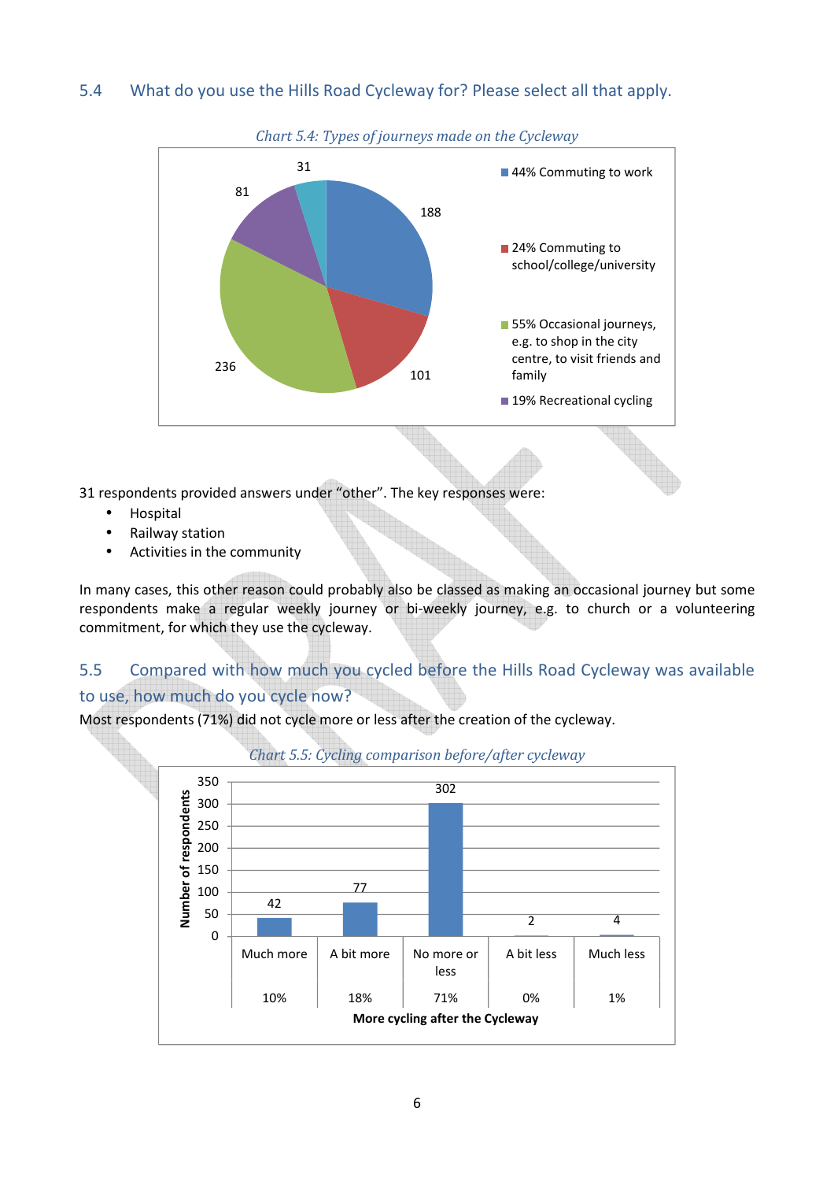## 5.4 What do you use the Hills Road Cycleway for? Please select all that apply.

*Chart 5.4: Types of journeys made on the Cycleway*

| Type of journey | Respondents | Percentage |
|---|---|---|
| Commuting to work | 188 | 44% |
| Commuting to school/college/university | 101 | 24% |
| Occasional journeys, e.g. to shop in the city centre, to visit friends and family | 236 | 55% |
| Recreational cycling | 81 | 19% |
| Other | 31 | |

31 respondents provided answers under "other". The key responses were:

- Hospital
- Railway station
- Activities in the community

In many cases, this other reason could probably also be classed as making an occasional journey but some respondents make a regular weekly journey or bi-weekly journey, e.g. to church or a volunteering commitment, for which they use the cycleway.

## 5.5 Compared with how much you cycled before the Hills Road Cycleway was available to use, how much do you cycle now?

Most respondents (71%) did not cycle more or less after the creation of the cycleway.

*Chart 5.5: Cycling comparison before/after cycleway*

| More cycling after the Cycleway | Number of respondents | Percentage |
|---|---|---|
| Much more | 42 | 10% |
| A bit more | 77 | 18% |
| No more or less | 302 | 71% |
| A bit less | 2 | 0% |
| Much less | 4 | 1% |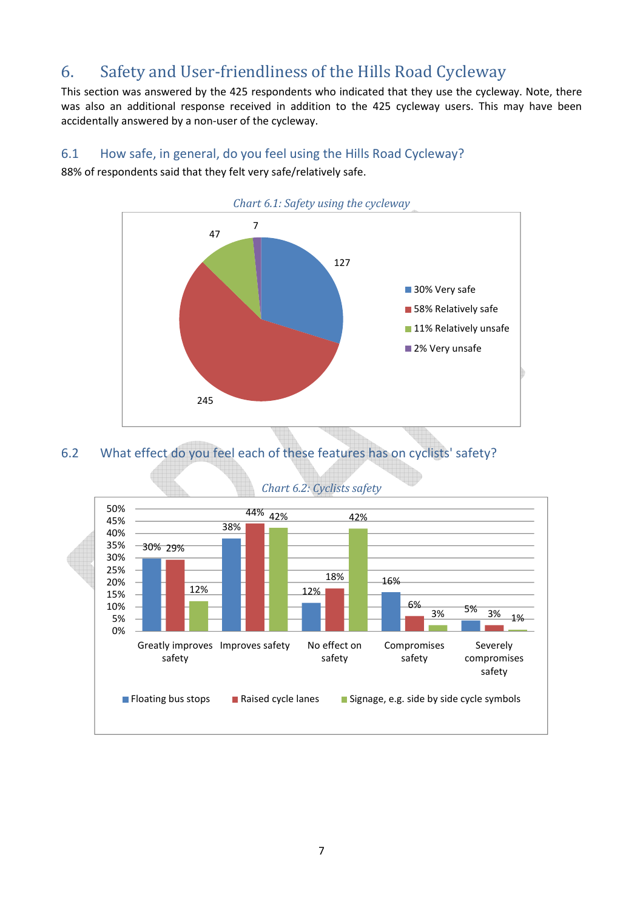## 6. Safety and User-friendliness of the Hills Road Cycleway

This section was answered by the 425 respondents who indicated that they use the cycleway. Note, there was also an additional response received in addition to the 425 cycleway users. This may have been accidentally answered by a non-user of the cycleway.

### 6.1 How safe, in general, do you feel using the Hills Road Cycleway?

88% of respondents said that they felt very safe/relatively safe.

*Chart 6.1: Safety using the cycleway*

| Response | Count | Percentage |
|---|---|---|
| Very safe | 127 | 30% |
| Relatively safe | 245 | 58% |
| Relatively unsafe | 47 | 11% |
| Very unsafe | 7 | 2% |

### 6.2 What effect do you feel each of these features has on cyclists' safety?

*Chart 6.2: Cyclists safety*

| | Floating bus stops | Raised cycle lanes | Signage, e.g. side by side cycle symbols |
|---|---|---|---|
| Greatly improves safety | 30% | 29% | 12% |
| Improves safety | 38% | 44% | 42% |
| No effect on safety | 12% | 18% | 42% |
| Compromises safety | 16% | 6% | 3% |
| Severely compromises safety | 5% | 3% | 1% |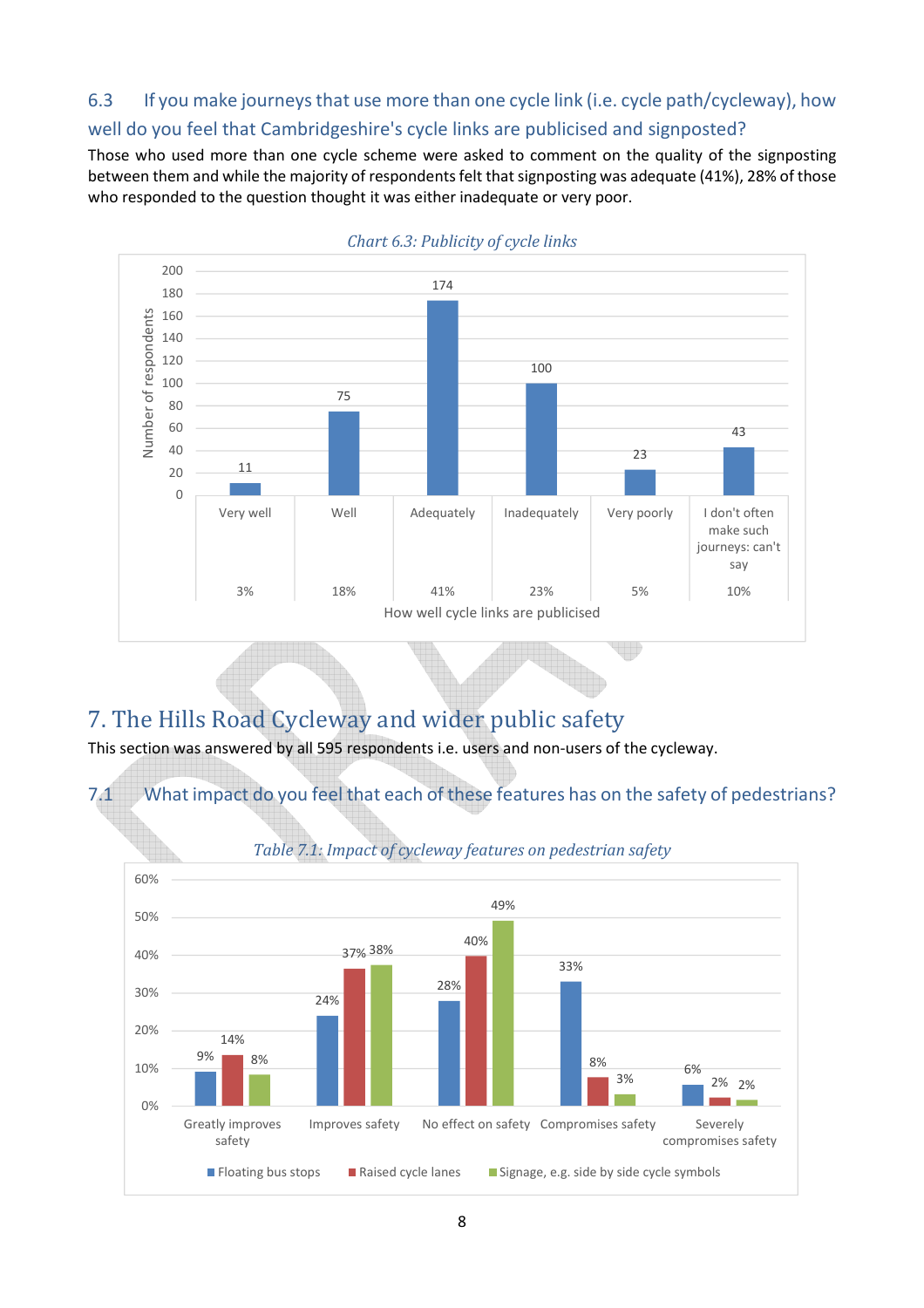### 6.3 If you make journeys that use more than one cycle link (i.e. cycle path/cycleway), how well do you feel that Cambridgeshire's cycle links are publicised and signposted?

Those who used more than one cycle scheme were asked to comment on the quality of the signposting between them and while the majority of respondents felt that signposting was adequate (41%), 28% of those who responded to the question thought it was either inadequate or very poor.

*Chart 6.3: Publicity of cycle links*

| How well cycle links are publicised | Number of respondents | % |
|---|---|---|
| Very well | 11 | 3% |
| Well | 75 | 18% |
| Adequately | 174 | 41% |
| Inadequately | 100 | 23% |
| Very poorly | 23 | 5% |
| I don't often make such journeys: can't say | 43 | 10% |

## 7. The Hills Road Cycleway and wider public safety

This section was answered by all 595 respondents i.e. users and non-users of the cycleway.

### 7.1 What impact do you feel that each of these features has on the safety of pedestrians?

*Table 7.1: Impact of cycleway features on pedestrian safety*

| | Floating bus stops | Raised cycle lanes | Signage, e.g. side by side cycle symbols |
|---|---|---|---|
| Greatly improves safety | 9% | 14% | 8% |
| Improves safety | 24% | 37% | 38% |
| No effect on safety | 28% | 40% | 49% |
| Compromises safety | 33% | 8% | 3% |
| Severely compromises safety | 6% | 2% | 2% |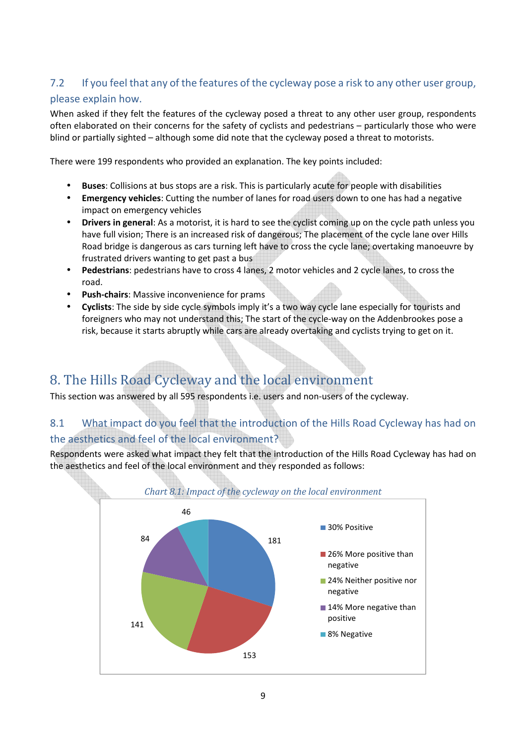### 7.2 If you feel that any of the features of the cycleway pose a risk to any other user group, please explain how.

When asked if they felt the features of the cycleway posed a threat to any other user group, respondents often elaborated on their concerns for the safety of cyclists and pedestrians – particularly those who were blind or partially sighted – although some did note that the cycleway posed a threat to motorists.

There were 199 respondents who provided an explanation. The key points included:

- **Buses**: Collisions at bus stops are a risk. This is particularly acute for people with disabilities
- **Emergency vehicles**: Cutting the number of lanes for road users down to one has had a negative impact on emergency vehicles
- **Drivers in general**: As a motorist, it is hard to see the cyclist coming up on the cycle path unless you have full vision; There is an increased risk of dangerous; The placement of the cycle lane over Hills Road bridge is dangerous as cars turning left have to cross the cycle lane; overtaking manoeuvre by frustrated drivers wanting to get past a bus
- **Pedestrians**: pedestrians have to cross 4 lanes, 2 motor vehicles and 2 cycle lanes, to cross the road.
- **Push-chairs**: Massive inconvenience for prams
- **Cyclists**: The side by side cycle symbols imply it's a two way cycle lane especially for tourists and foreigners who may not understand this; The start of the cycle-way on the Addenbrookes pose a risk, because it starts abruptly while cars are already overtaking and cyclists trying to get on it.

# 8. The Hills Road Cycleway and the local environment

This section was answered by all 595 respondents i.e. users and non-users of the cycleway.

### 8.1 What impact do you feel that the introduction of the Hills Road Cycleway has had on the aesthetics and feel of the local environment?

Respondents were asked what impact they felt that the introduction of the Hills Road Cycleway has had on the aesthetics and feel of the local environment and they responded as follows:

*Chart 8.1: Impact of the cycleway on the local environment*

| Response | Number |
|---|---|
| 30% Positive | 181 |
| 26% More positive than negative | 153 |
| 24% Neither positive nor negative | 141 |
| 14% More negative than positive | 84 |
| 8% Negative | 46 |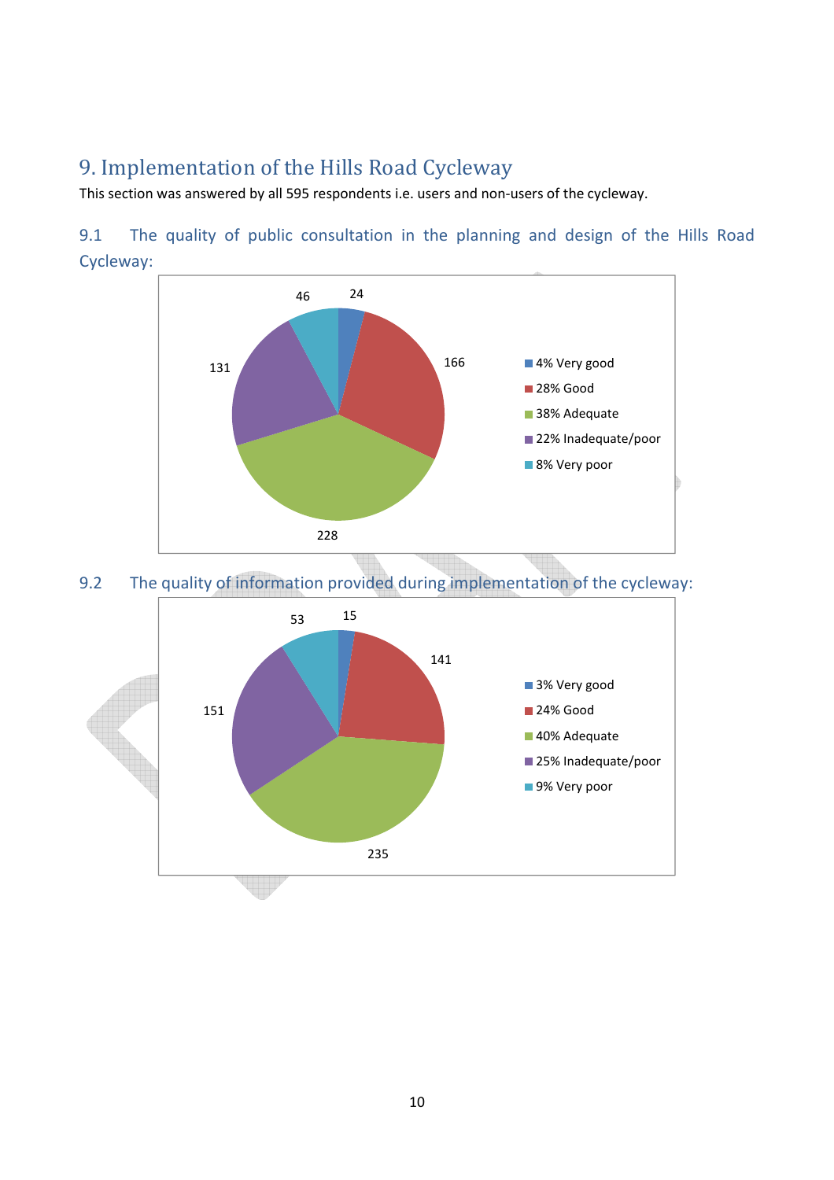# 9. Implementation of the Hills Road Cycleway

This section was answered by all 595 respondents i.e. users and non-users of the cycleway.

## 9.1 The quality of public consultation in the planning and design of the Hills Road Cycleway:

| Response | Count |
| --- | --- |
| 4% Very good | 24 |
| 28% Good | 166 |
| 38% Adequate | 228 |
| 22% Inadequate/poor | 131 |
| 8% Very poor | 46 |

## 9.2 The quality of information provided during implementation of the cycleway:

| Response | Count |
| --- | --- |
| 3% Very good | 15 |
| 24% Good | 141 |
| 40% Adequate | 235 |
| 25% Inadequate/poor | 151 |
| 9% Very poor | 53 |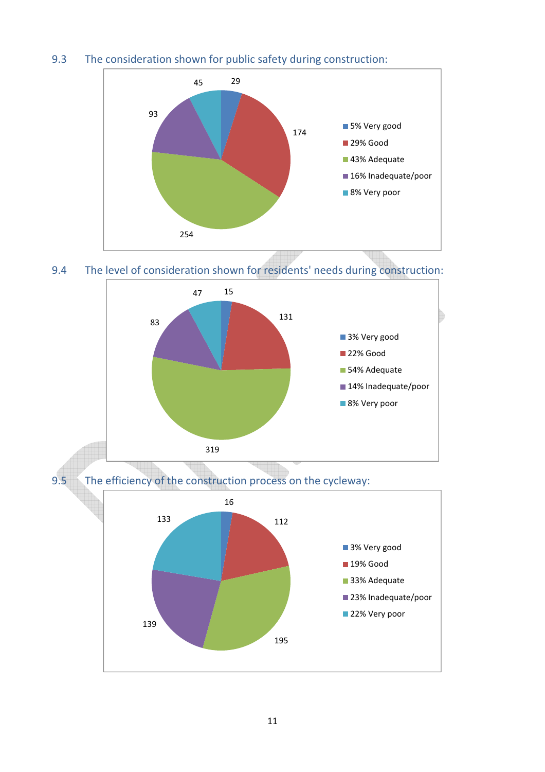## 9.3 The consideration shown for public safety during construction:

| Response | Percentage | Count |
|---|---|---|
| Very good | 5% | 29 |
| Good | 29% | 174 |
| Adequate | 43% | 254 |
| Inadequate/poor | 16% | 93 |
| Very poor | 8% | 45 |

## 9.4 The level of consideration shown for residents' needs during construction:

| Response | Percentage | Count |
|---|---|---|
| Very good | 3% | 15 |
| Good | 22% | 131 |
| Adequate | 54% | 319 |
| Inadequate/poor | 14% | 83 |
| Very poor | 8% | 47 |

## 9.5 The efficiency of the construction process on the cycleway:

| Response | Percentage | Count |
|---|---|---|
| Very good | 3% | 16 |
| Good | 19% | 112 |
| Adequate | 33% | 195 |
| Inadequate/poor | 23% | 139 |
| Very poor | 22% | 133 |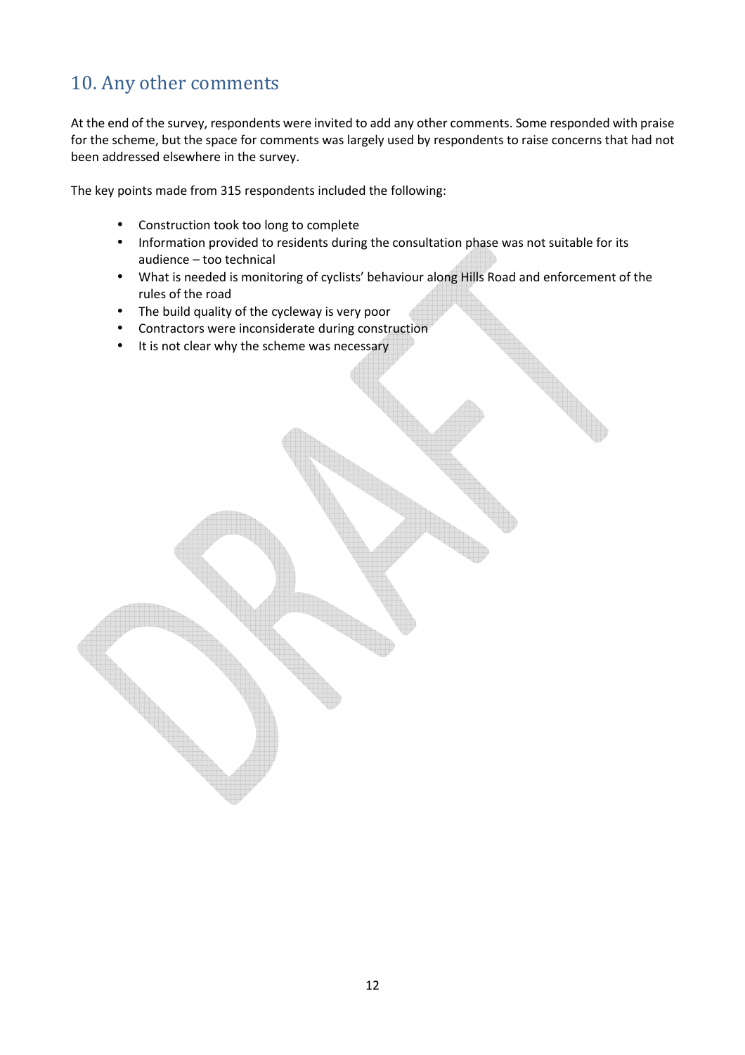## 10. Any other comments

At the end of the survey, respondents were invited to add any other comments. Some responded with praise for the scheme, but the space for comments was largely used by respondents to raise concerns that had not been addressed elsewhere in the survey.

The key points made from 315 respondents included the following:

- Construction took too long to complete
- Information provided to residents during the consultation phase was not suitable for its audience – too technical
- What is needed is monitoring of cyclists' behaviour along Hills Road and enforcement of the rules of the road
- The build quality of the cycleway is very poor
- Contractors were inconsiderate during construction
- It is not clear why the scheme was necessary